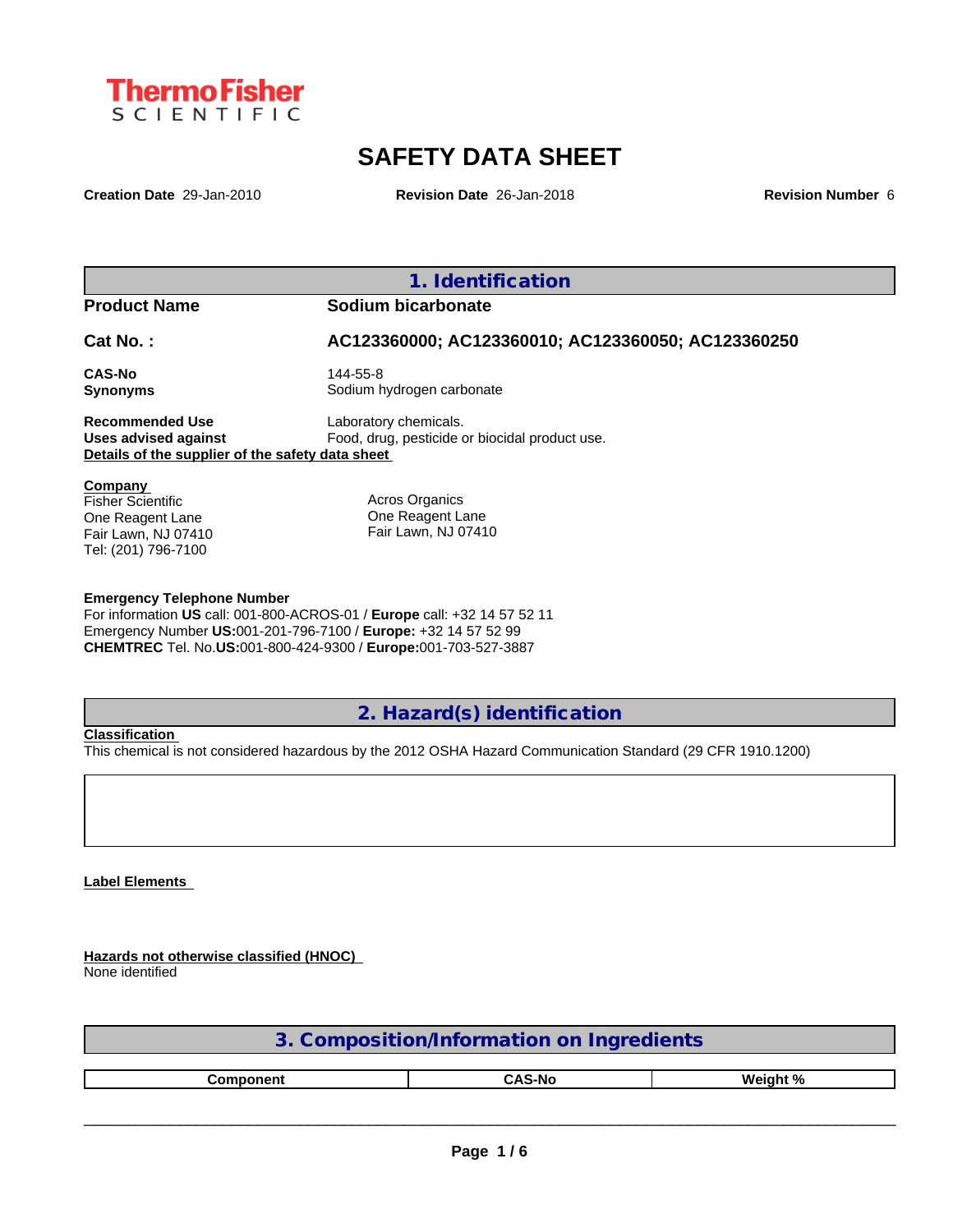ThermoFisher SCIENTIFIC

# SAFETY DATA SHEET

**Creation Date** 29-Jan-2010 **Revision Date** 26-Jan-2018 **Revision Number** 6

## 1. Identification

**Product Name** **Sodium bicarbonate**

**Cat No. :** **AC123360000; AC123360010; AC123360050; AC123360250**

**CAS-No** 144-55-8
**Synonyms** Sodium hydrogen carbonate

**Recommended Use** Laboratory chemicals.
**Uses advised against** Food, drug, pesticide or biocidal product use.

**Details of the supplier of the safety data sheet**

**Company**
Fisher Scientific
One Reagent Lane
Fair Lawn, NJ 07410
Tel: (201) 796-7100

Acros Organics
One Reagent Lane
Fair Lawn, NJ 07410

**Emergency Telephone Number**
For information **US** call: 001-800-ACROS-01 / **Europe** call: +32 14 57 52 11
Emergency Number **US:**001-201-796-7100 / **Europe:** +32 14 57 52 99
**CHEMTREC** Tel. No.**US:**001-800-424-9300 / **Europe:**001-703-527-3887

## 2. Hazard(s) identification

**Classification**
This chemical is not considered hazardous by the 2012 OSHA Hazard Communication Standard (29 CFR 1910.1200)

**Label Elements**

**Hazards not otherwise classified (HNOC)**
None identified

## 3. Composition/Information on Ingredients

| Component | CAS-No | Weight % |
|---|---|---|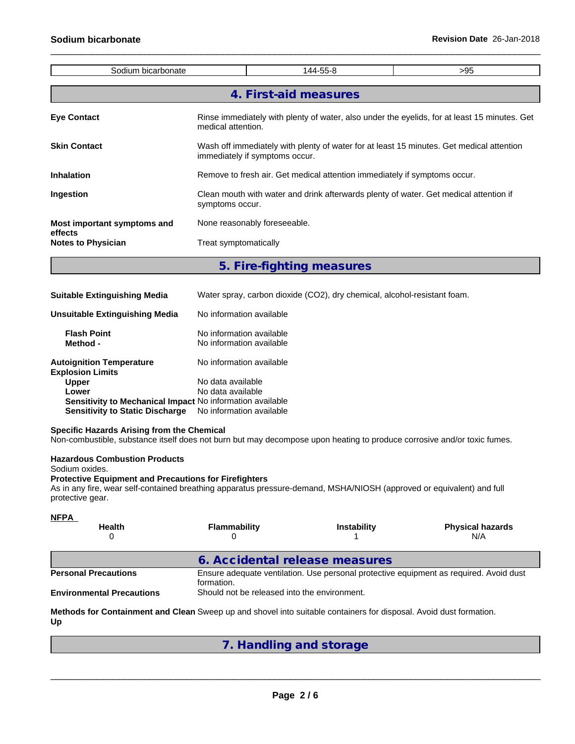| Sodium bicarbonate | 144-55-8 | >95 |
|---|---|---|

## 4. First-aid measures

**Eye Contact**
Rinse immediately with plenty of water, also under the eyelids, for at least 15 minutes. Get medical attention.

**Skin Contact**
Wash off immediately with plenty of water for at least 15 minutes. Get medical attention immediately if symptoms occur.

**Inhalation**
Remove to fresh air. Get medical attention immediately if symptoms occur.

**Ingestion**
Clean mouth with water and drink afterwards plenty of water. Get medical attention if symptoms occur.

**Most important symptoms and effects**
None reasonably foreseeable.

**Notes to Physician**
Treat symptomatically

## 5. Fire-fighting measures

**Suitable Extinguishing Media**
Water spray, carbon dioxide ($CO_2$), dry chemical, alcohol-resistant foam.

**Unsuitable Extinguishing Media**
No information available

**Flash Point**
No information available

**Method -**
No information available

**Autoignition Temperature**
No information available

**Explosion Limits**

**Upper**
No data available

**Lower**
No data available

**Sensitivity to Mechanical Impact**
No information available

**Sensitivity to Static Discharge**
No information available

**Specific Hazards Arising from the Chemical**
Non-combustible, substance itself does not burn but may decompose upon heating to produce corrosive and/or toxic fumes.

**Hazardous Combustion Products**
Sodium oxides.

**Protective Equipment and Precautions for Firefighters**
As in any fire, wear self-contained breathing apparatus pressure-demand, MSHA/NIOSH (approved or equivalent) and full protective gear.

**NFPA**

| Health | Flammability | Instability | Physical hazards |
|---|---|---|---|
| 0 | 0 | 1 | N/A |

## 6. Accidental release measures

**Personal Precautions**
Ensure adequate ventilation. Use personal protective equipment as required. Avoid dust formation.

**Environmental Precautions**
Should not be released into the environment.

**Methods for Containment and Clean Up**
Sweep up and shovel into suitable containers for disposal. Avoid dust formation.

## 7. Handling and storage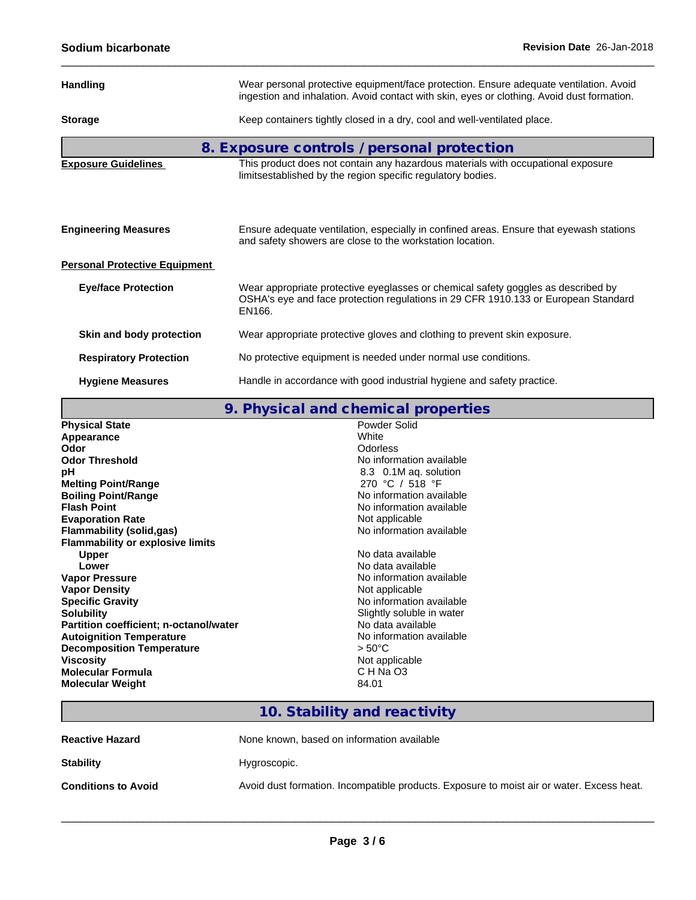| | |
|---|---|
| **Handling** | Wear personal protective equipment/face protection. Ensure adequate ventilation. Avoid ingestion and inhalation. Avoid contact with skin, eyes or clothing. Avoid dust formation. |
| **Storage** | Keep containers tightly closed in a dry, cool and well-ventilated place. |

## 8. Exposure controls / personal protection

| | |
|---|---|
| **Exposure Guidelines** | This product does not contain any hazardous materials with occupational exposure limitsestablished by the region specific regulatory bodies. |
| **Engineering Measures** | Ensure adequate ventilation, especially in confined areas. Ensure that eyewash stations and safety showers are close to the workstation location. |

**Personal Protective Equipment**

| | |
|---|---|
| **Eye/face Protection** | Wear appropriate protective eyeglasses or chemical safety goggles as described by OSHA's eye and face protection regulations in 29 CFR 1910.133 or European Standard EN166. |
| **Skin and body protection** | Wear appropriate protective gloves and clothing to prevent skin exposure. |
| **Respiratory Protection** | No protective equipment is needed under normal use conditions. |
| **Hygiene Measures** | Handle in accordance with good industrial hygiene and safety practice. |

## 9. Physical and chemical properties

| | |
|---|---|
| **Physical State** | Powder Solid |
| **Appearance** | White |
| **Odor** | Odorless |
| **Odor Threshold** | No information available |
| **pH** | 8.3 0.1M aq. solution |
| **Melting Point/Range** | 270 °C / 518 °F |
| **Boiling Point/Range** | No information available |
| **Flash Point** | No information available |
| **Evaporation Rate** | Not applicable |
| **Flammability (solid,gas)** | No information available |
| **Flammability or explosive limits** | |
| Upper | No data available |
| Lower | No data available |
| **Vapor Pressure** | No information available |
| **Vapor Density** | Not applicable |
| **Specific Gravity** | No information available |
| **Solubility** | Slightly soluble in water |
| **Partition coefficient; n-octanol/water** | No data available |
| **Autoignition Temperature** | No information available |
| **Decomposition Temperature** | > 50°C |
| **Viscosity** | Not applicable |
| **Molecular Formula** | C H Na O3 |
| **Molecular Weight** | 84.01 |

## 10. Stability and reactivity

| | |
|---|---|
| **Reactive Hazard** | None known, based on information available |
| **Stability** | Hygroscopic. |
| **Conditions to Avoid** | Avoid dust formation. Incompatible products. Exposure to moist air or water. Excess heat. |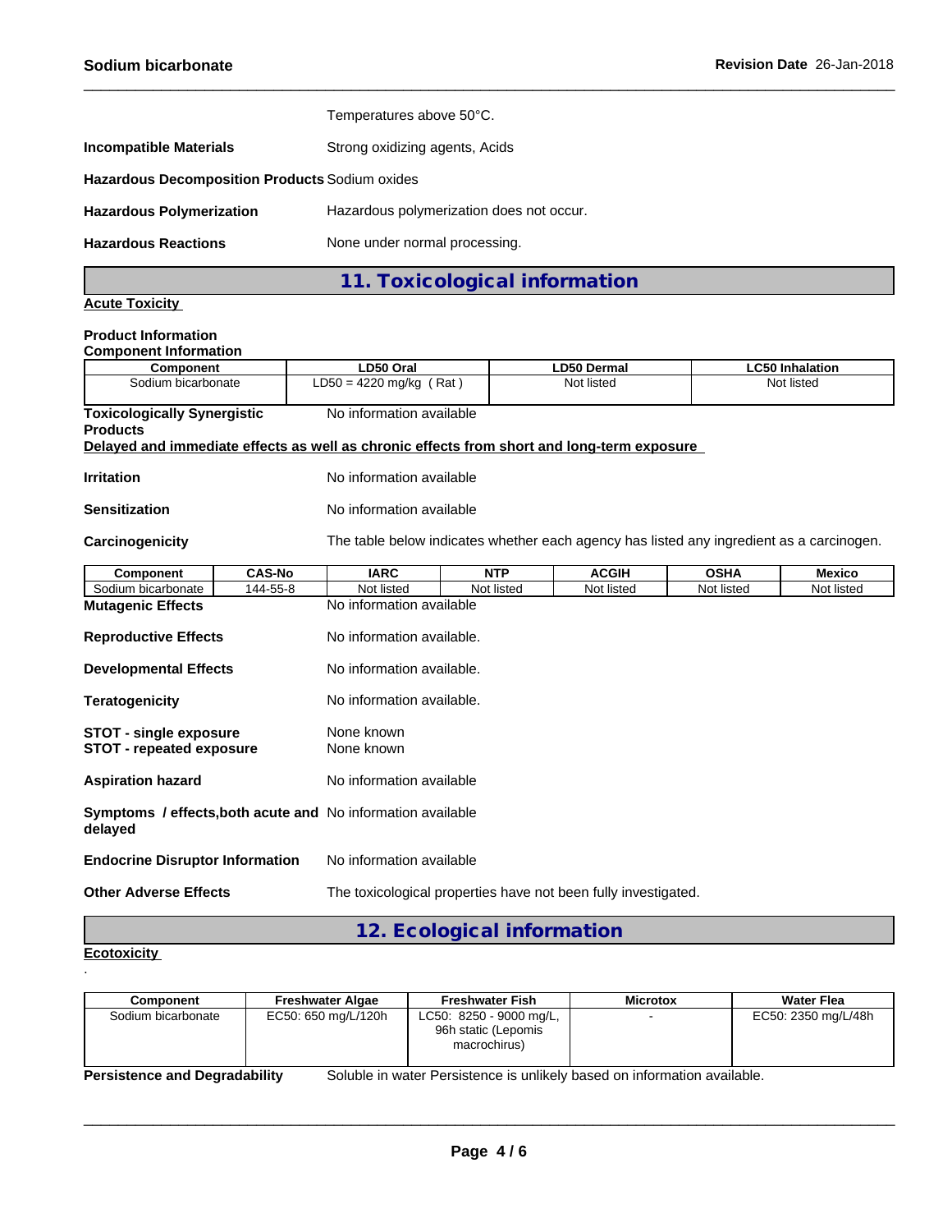Temperatures above 50°C.

**Incompatible Materials** Strong oxidizing agents, Acids

**Hazardous Decomposition Products** Sodium oxides

**Hazardous Polymerization** Hazardous polymerization does not occur.

**Hazardous Reactions** None under normal processing.

## 11. Toxicological information

**Acute Toxicity**

**Product Information**
**Component Information**

| Component | LD50 Oral | LD50 Dermal | LC50 Inhalation |
|---|---|---|---|
| Sodium bicarbonate | LD50 = 4220 mg/kg ( Rat ) | Not listed | Not listed |

**Toxicologically Synergistic Products** No information available

**Delayed and immediate effects as well as chronic effects from short and long-term exposure**

**Irritation** No information available

**Sensitization** No information available

**Carcinogenicity** The table below indicates whether each agency has listed any ingredient as a carcinogen.

| Component | CAS-No | IARC | NTP | ACGIH | OSHA | Mexico |
|---|---|---|---|---|---|---|
| Sodium bicarbonate | 144-55-8 | Not listed | Not listed | Not listed | Not listed | Not listed |

**Mutagenic Effects** No information available

**Reproductive Effects** No information available.

**Developmental Effects** No information available.

**Teratogenicity** No information available.

**STOT - single exposure** None known
**STOT - repeated exposure** None known

**Aspiration hazard** No information available

**Symptoms / effects,both acute and delayed** No information available

**Endocrine Disruptor Information** No information available

**Other Adverse Effects** The toxicological properties have not been fully investigated.

## 12. Ecological information

**Ecotoxicity**

.

| Component | Freshwater Algae | Freshwater Fish | Microtox | Water Flea |
|---|---|---|---|---|
| Sodium bicarbonate | EC50: 650 mg/L/120h | LC50: 8250 - 9000 mg/L, 96h static (Lepomis macrochirus) | - | EC50: 2350 mg/L/48h |

**Persistence and Degradability** Soluble in water Persistence is unlikely based on information available.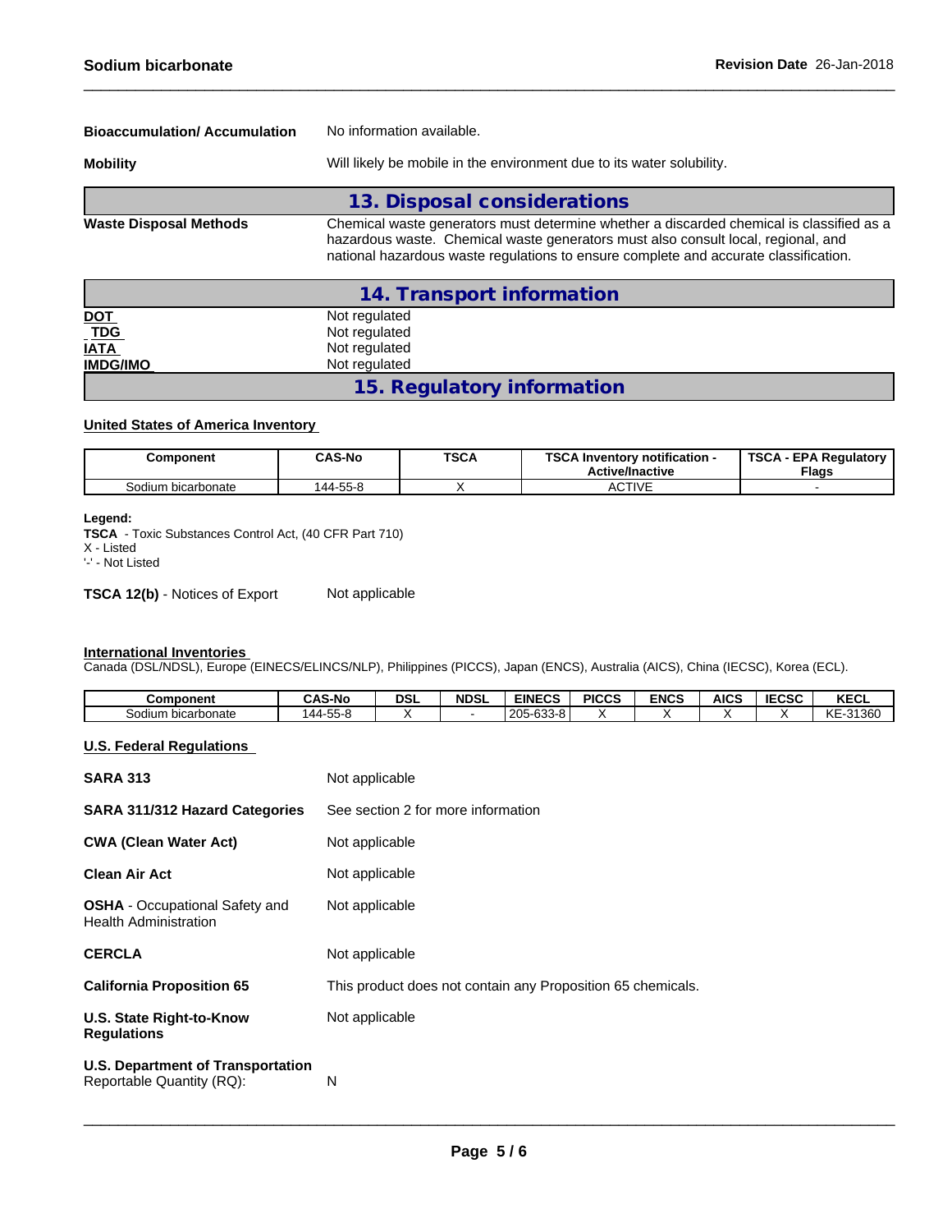**Bioaccumulation/ Accumulation** No information available.

**Mobility** Will likely be mobile in the environment due to its water solubility.

## 13. Disposal considerations

**Waste Disposal Methods** Chemical waste generators must determine whether a discarded chemical is classified as a hazardous waste. Chemical waste generators must also consult local, regional, and national hazardous waste regulations to ensure complete and accurate classification.

## 14. Transport information

| | |
|---|---|
| **DOT** | Not regulated |
| **TDG** | Not regulated |
| **IATA** | Not regulated |
| **IMDG/IMO** | Not regulated |

## 15. Regulatory information

**United States of America Inventory**

| Component | CAS-No | TSCA | TSCA Inventory notification - Active/Inactive | TSCA - EPA Regulatory Flags |
|---|---|---|---|---|
| Sodium bicarbonate | 144-55-8 | X | ACTIVE | - |

**Legend:**
**TSCA** - Toxic Substances Control Act, (40 CFR Part 710)
X - Listed
'-' - Not Listed

**TSCA 12(b)** - Notices of Export Not applicable

**International Inventories**
Canada (DSL/NDSL), Europe (EINECS/ELINCS/NLP), Philippines (PICCS), Japan (ENCS), Australia (AICS), China (IECSC), Korea (ECL).

| Component | CAS-No | DSL | NDSL | EINECS | PICCS | ENCS | AICS | IECSC | KECL |
|---|---|---|---|---|---|---|---|---|---|
| Sodium bicarbonate | 144-55-8 | X | - | 205-633-8 | X | X | X | X | KE-31360 |

**U.S. Federal Regulations**

**SARA 313** Not applicable

**SARA 311/312 Hazard Categories** See section 2 for more information

**CWA (Clean Water Act)** Not applicable

**Clean Air Act** Not applicable

**OSHA** - Occupational Safety and Health Administration Not applicable

**CERCLA** Not applicable

**California Proposition 65** This product does not contain any Proposition 65 chemicals.

**U.S. State Right-to-Know Regulations** Not applicable

**U.S. Department of Transportation**
Reportable Quantity (RQ): N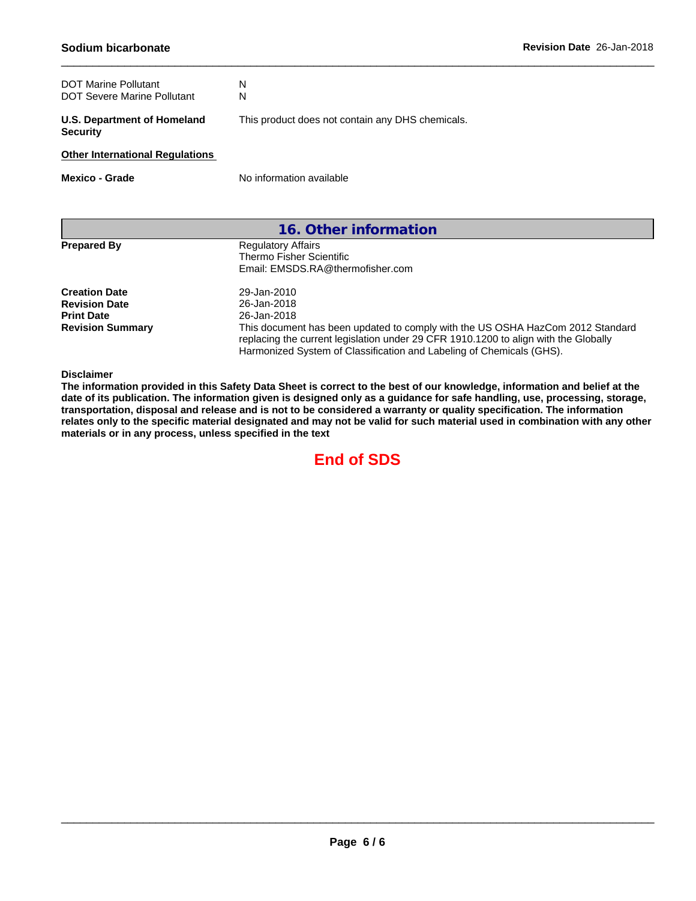| | |
|---|---|
| DOT Marine Pollutant | N |
| DOT Severe Marine Pollutant | N |

**U.S. Department of Homeland Security** — This product does not contain any DHS chemicals.

**Other International Regulations**

**Mexico - Grade** — No information available

## 16. Other information

| | |
|---|---|
| **Prepared By** | Regulatory Affairs<br>Thermo Fisher Scientific<br>Email: EMSDS.RA@thermofisher.com |
| **Creation Date** | 29-Jan-2010 |
| **Revision Date** | 26-Jan-2018 |
| **Print Date** | 26-Jan-2018 |
| **Revision Summary** | This document has been updated to comply with the US OSHA HazCom 2012 Standard replacing the current legislation under 29 CFR 1910.1200 to align with the Globally Harmonized System of Classification and Labeling of Chemicals (GHS). |

**Disclaimer**

**The information provided in this Safety Data Sheet is correct to the best of our knowledge, information and belief at the date of its publication. The information given is designed only as a guidance for safe handling, use, processing, storage, transportation, disposal and release and is not to be considered a warranty or quality specification. The information relates only to the specific material designated and may not be valid for such material used in combination with any other materials or in any process, unless specified in the text**

**End of SDS**